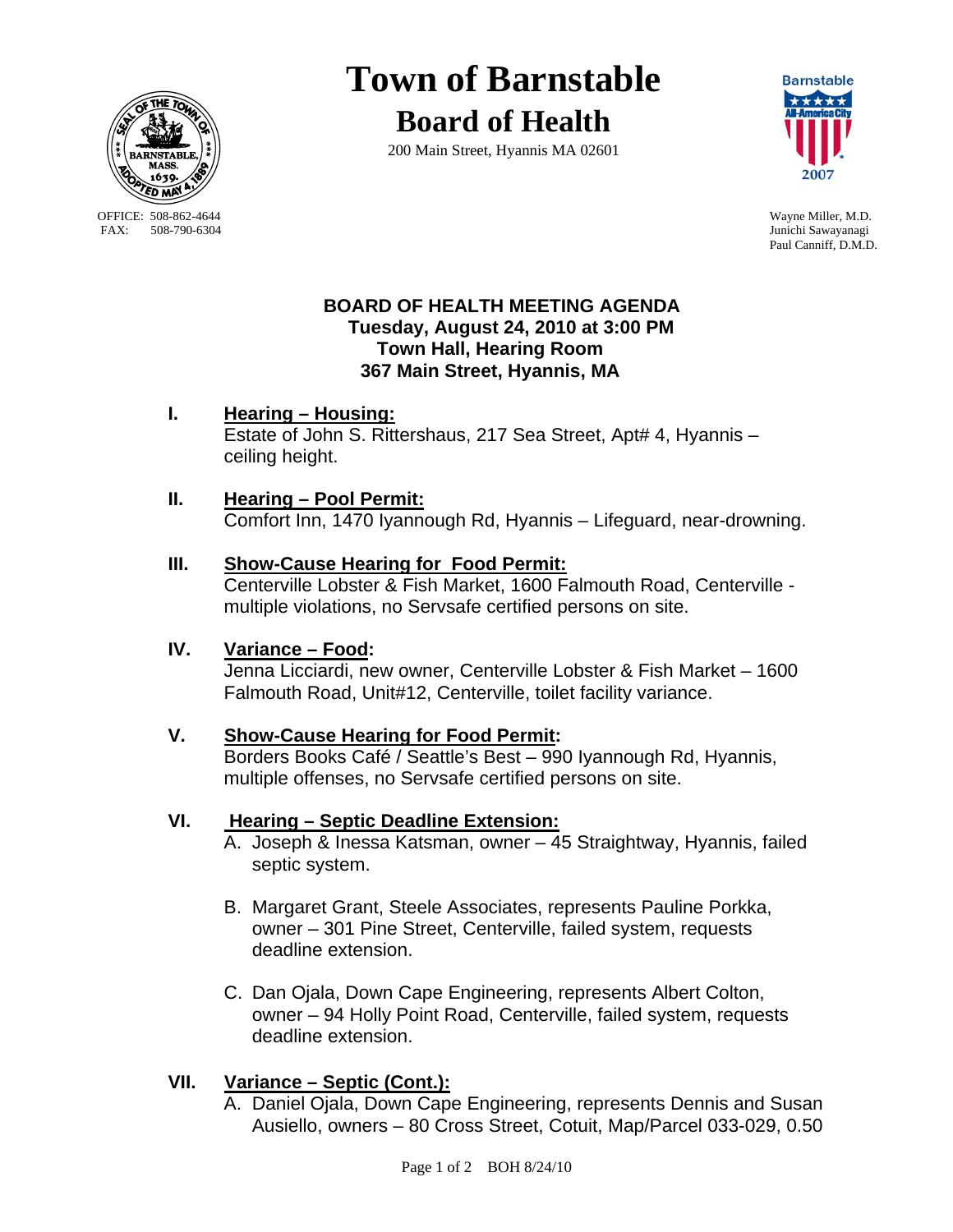# Town of Barnstable

## Board of Health

200 Main Street, Hyannis MA 02601

OFFICE: 508-862-4644
FAX: 508-790-6304

Wayne Miller, M.D.
Junichi Sawayanagi
Paul Canniff, D.M.D.

**BOARD OF HEALTH MEETING AGENDA**
**Tuesday, August 24, 2010 at 3:00 PM**
**Town Hall, Hearing Room**
**367 Main Street, Hyannis, MA**

**I. Hearing – Housing:**
Estate of John S. Rittershaus, 217 Sea Street, Apt# 4, Hyannis – ceiling height.

**II. Hearing – Pool Permit:**
Comfort Inn, 1470 Iyannough Rd, Hyannis – Lifeguard, near-drowning.

**III. Show-Cause Hearing for Food Permit:**
Centerville Lobster & Fish Market, 1600 Falmouth Road, Centerville - multiple violations, no Servsafe certified persons on site.

**IV. Variance – Food:**
Jenna Licciardi, new owner, Centerville Lobster & Fish Market – 1600 Falmouth Road, Unit#12, Centerville, toilet facility variance.

**V. Show-Cause Hearing for Food Permit:**
Borders Books Café / Seattle's Best – 990 Iyannough Rd, Hyannis, multiple offenses, no Servsafe certified persons on site.

**VI. Hearing – Septic Deadline Extension:**

A. Joseph & Inessa Katsman, owner – 45 Straightway, Hyannis, failed septic system.

B. Margaret Grant, Steele Associates, represents Pauline Porkka, owner – 301 Pine Street, Centerville, failed system, requests deadline extension.

C. Dan Ojala, Down Cape Engineering, represents Albert Colton, owner – 94 Holly Point Road, Centerville, failed system, requests deadline extension.

**VII. Variance – Septic (Cont.):**

A. Daniel Ojala, Down Cape Engineering, represents Dennis and Susan Ausiello, owners – 80 Cross Street, Cotuit, Map/Parcel 033-029, 0.50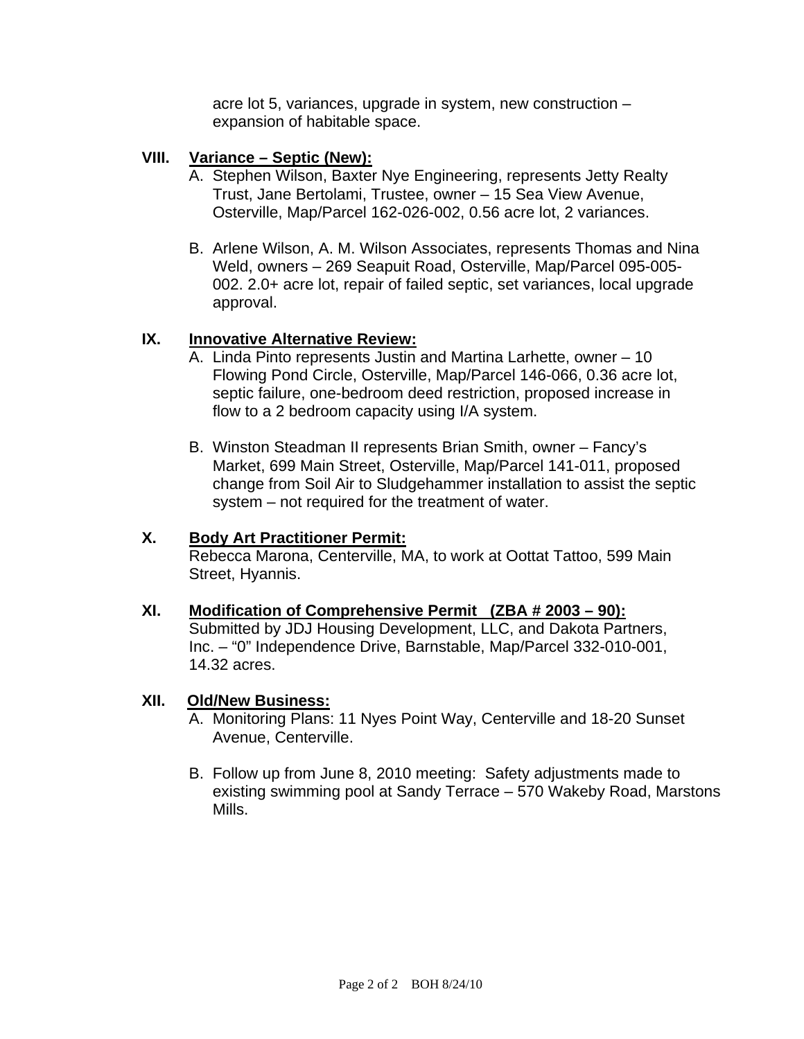acre lot 5, variances, upgrade in system, new construction – expansion of habitable space.

**VIII. Variance – Septic (New):**

A. Stephen Wilson, Baxter Nye Engineering, represents Jetty Realty Trust, Jane Bertolami, Trustee, owner – 15 Sea View Avenue, Osterville, Map/Parcel 162-026-002, 0.56 acre lot, 2 variances.

B. Arlene Wilson, A. M. Wilson Associates, represents Thomas and Nina Weld, owners – 269 Seapuit Road, Osterville, Map/Parcel 095-005-002. 2.0+ acre lot, repair of failed septic, set variances, local upgrade approval.

**IX. Innovative Alternative Review:**

A. Linda Pinto represents Justin and Martina Larhette, owner – 10 Flowing Pond Circle, Osterville, Map/Parcel 146-066, 0.36 acre lot, septic failure, one-bedroom deed restriction, proposed increase in flow to a 2 bedroom capacity using I/A system.

B. Winston Steadman II represents Brian Smith, owner – Fancy's Market, 699 Main Street, Osterville, Map/Parcel 141-011, proposed change from Soil Air to Sludgehammer installation to assist the septic system – not required for the treatment of water.

**X. Body Art Practitioner Permit:**

Rebecca Marona, Centerville, MA, to work at Oottat Tattoo, 599 Main Street, Hyannis.

**XI. Modification of Comprehensive Permit (ZBA # 2003 – 90):**

Submitted by JDJ Housing Development, LLC, and Dakota Partners, Inc. – "0" Independence Drive, Barnstable, Map/Parcel 332-010-001, 14.32 acres.

**XII. Old/New Business:**

A. Monitoring Plans: 11 Nyes Point Way, Centerville and 18-20 Sunset Avenue, Centerville.

B. Follow up from June 8, 2010 meeting: Safety adjustments made to existing swimming pool at Sandy Terrace – 570 Wakeby Road, Marstons Mills.